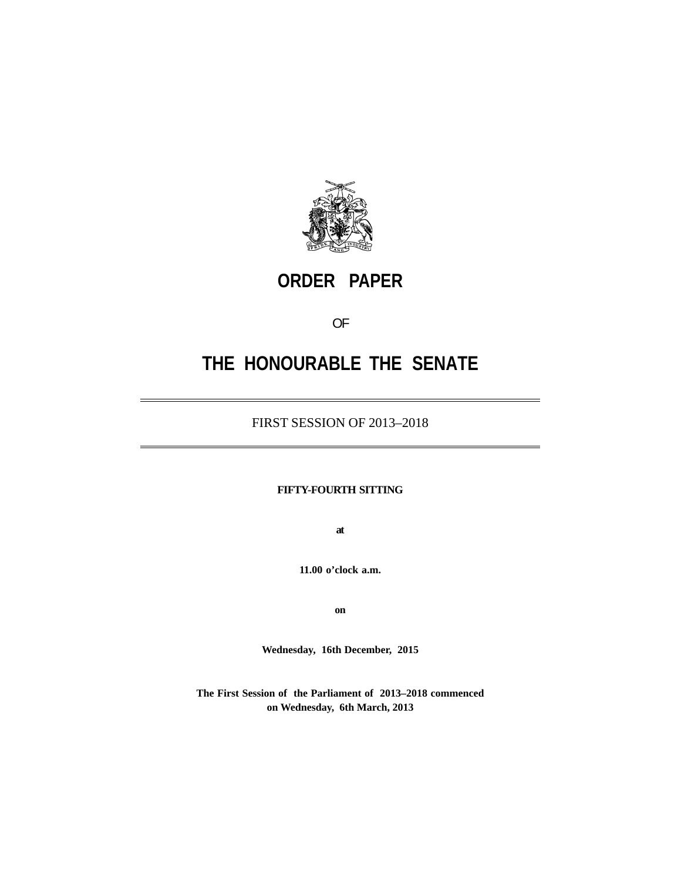# ORDER PAPER

OF

# THE HONOURABLE THE SENATE

FIRST SESSION OF 2013–2018

**FIFTY-FOURTH SITTING**

**at**

**11.00 o'clock a.m.**

**on**

**Wednesday, 16th December, 2015**

**The First Session of the Parliament of 2013–2018 commenced on Wednesday, 6th March, 2013**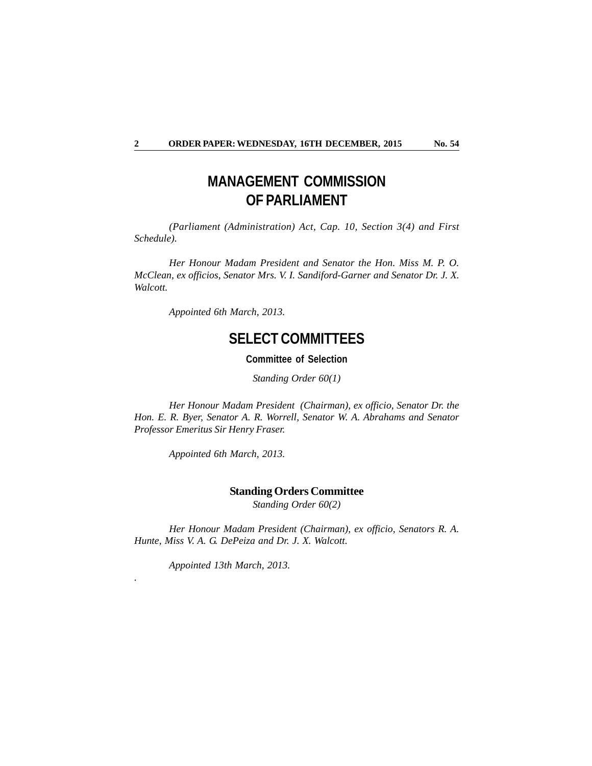# MANAGEMENT COMMISSION OF PARLIAMENT

*(Parliament (Administration) Act, Cap. 10, Section 3(4) and First Schedule).*

*Her Honour Madam President and Senator the Hon. Miss M. P. O. McClean, ex officios, Senator Mrs. V. I. Sandiford-Garner and Senator Dr. J. X. Walcott.*

*Appointed 6th March, 2013.*

# SELECT COMMITTEES

### Committee of Selection

*Standing Order 60(1)*

*Her Honour Madam President (Chairman), ex officio, Senator Dr. the Hon. E. R. Byer, Senator A. R. Worrell, Senator W. A. Abrahams and Senator Professor Emeritus Sir Henry Fraser.*

*Appointed 6th March, 2013.*

### Standing Orders Committee

*Standing Order 60(2)*

*Her Honour Madam President (Chairman), ex officio, Senators R. A. Hunte, Miss V. A. G. DePeiza and Dr. J. X. Walcott.*

*Appointed 13th March, 2013.*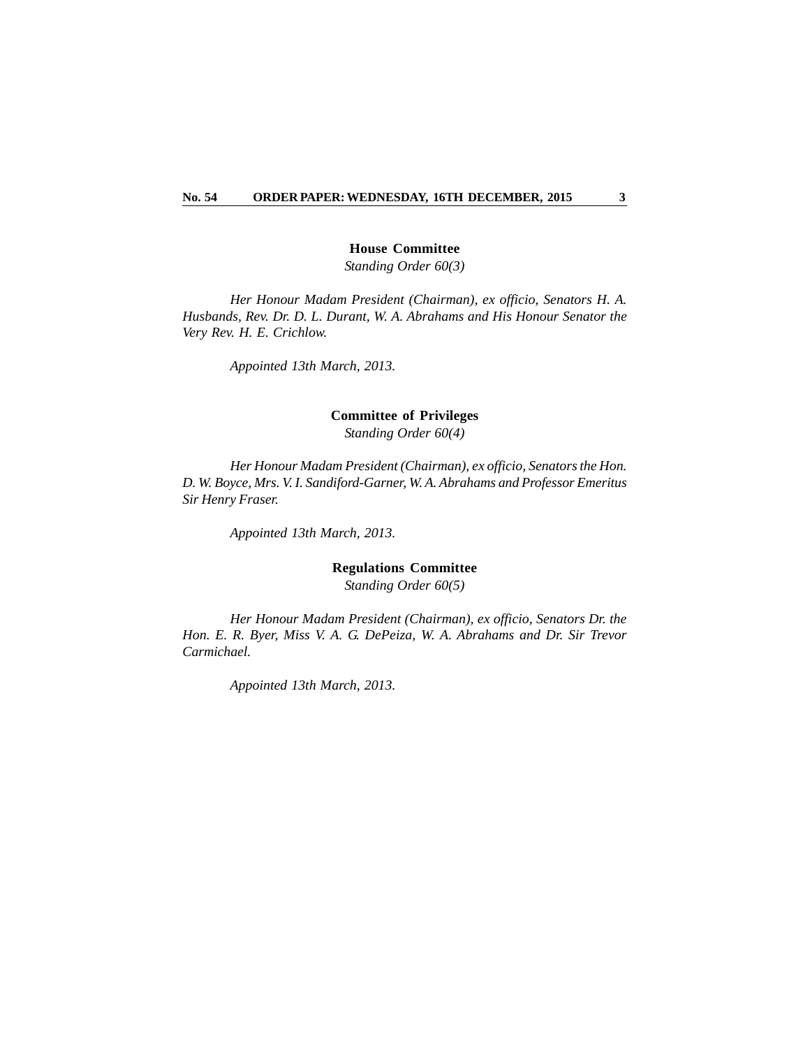## House Committee

*Standing Order 60(3)*

*Her Honour Madam President (Chairman), ex officio, Senators H. A. Husbands, Rev. Dr. D. L. Durant, W. A. Abrahams and His Honour Senator the Very Rev. H. E. Crichlow.*

*Appointed 13th March, 2013.*

## Committee of Privileges

*Standing Order 60(4)*

*Her Honour Madam President (Chairman), ex officio, Senators the Hon. D. W. Boyce, Mrs. V. I. Sandiford-Garner, W. A. Abrahams and Professor Emeritus Sir Henry Fraser.*

*Appointed 13th March, 2013.*

## Regulations Committee

*Standing Order 60(5)*

*Her Honour Madam President (Chairman), ex officio, Senators Dr. the Hon. E. R. Byer, Miss V. A. G. DePeiza, W. A. Abrahams and Dr. Sir Trevor Carmichael.*

*Appointed 13th March, 2013.*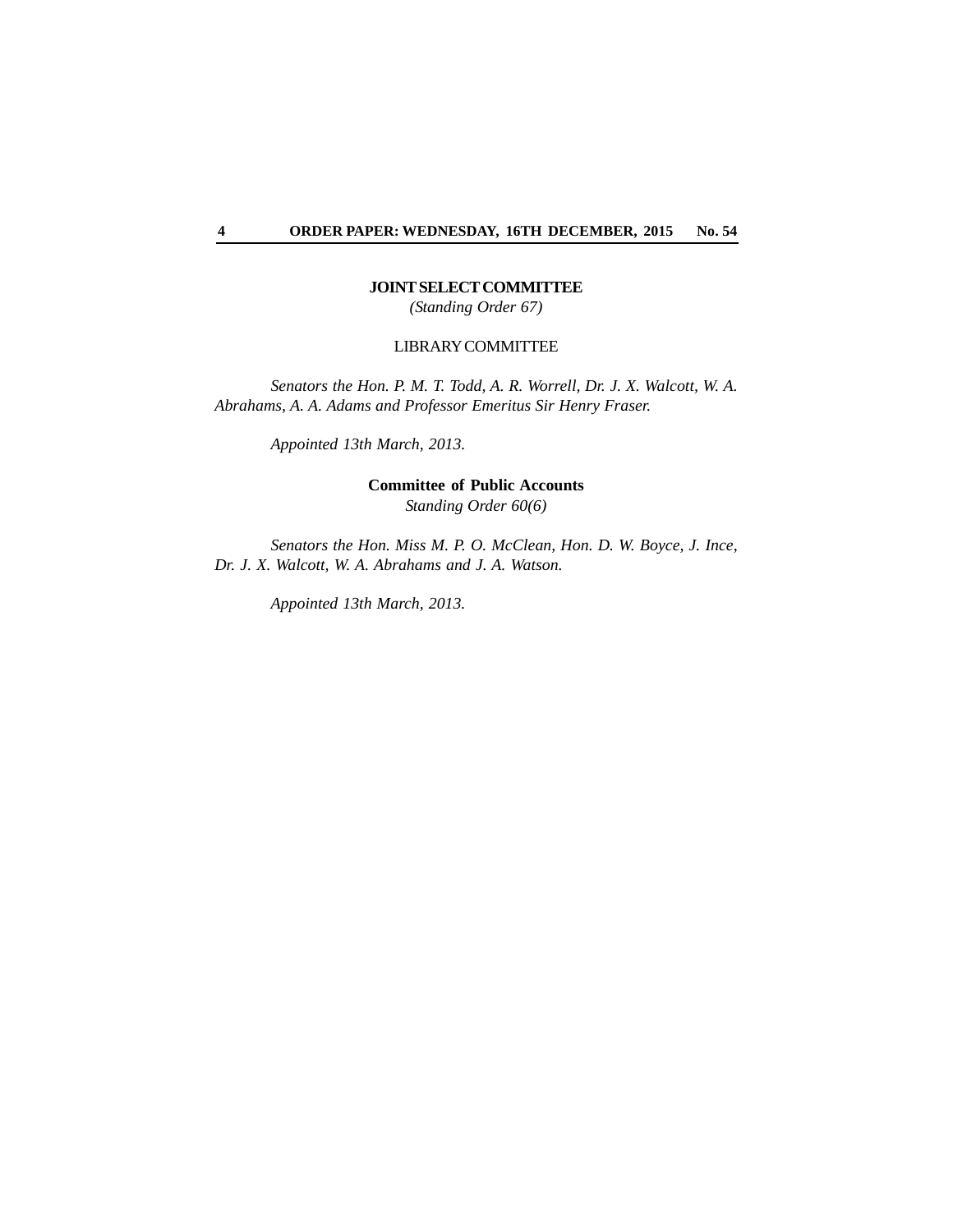## JOINT SELECT COMMITTEE

*(Standing Order 67)*

LIBRARY COMMITTEE

*Senators the Hon. P. M. T. Todd, A. R. Worrell, Dr. J. X. Walcott, W. A. Abrahams, A. A. Adams and Professor Emeritus Sir Henry Fraser.*

*Appointed 13th March, 2013.*

**Committee of Public Accounts**

*Standing Order 60(6)*

*Senators the Hon. Miss M. P. O. McClean, Hon. D. W. Boyce, J. Ince, Dr. J. X. Walcott, W. A. Abrahams and J. A. Watson.*

*Appointed 13th March, 2013.*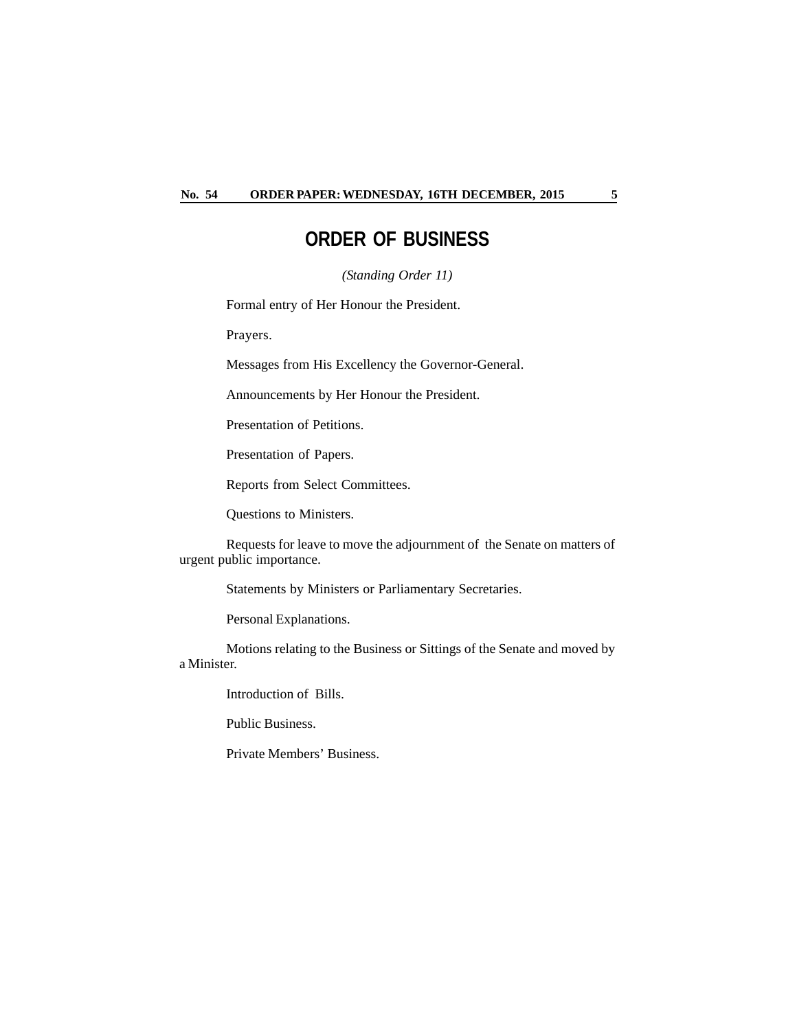# ORDER OF BUSINESS

*(Standing Order 11)*

Formal entry of Her Honour the President.

Prayers.

Messages from His Excellency the Governor-General.

Announcements by Her Honour the President.

Presentation of Petitions.

Presentation of Papers.

Reports from Select Committees.

Questions to Ministers.

Requests for leave to move the adjournment of the Senate on matters of urgent public importance.

Statements by Ministers or Parliamentary Secretaries.

Personal Explanations.

Motions relating to the Business or Sittings of the Senate and moved by a Minister.

Introduction of Bills.

Public Business.

Private Members' Business.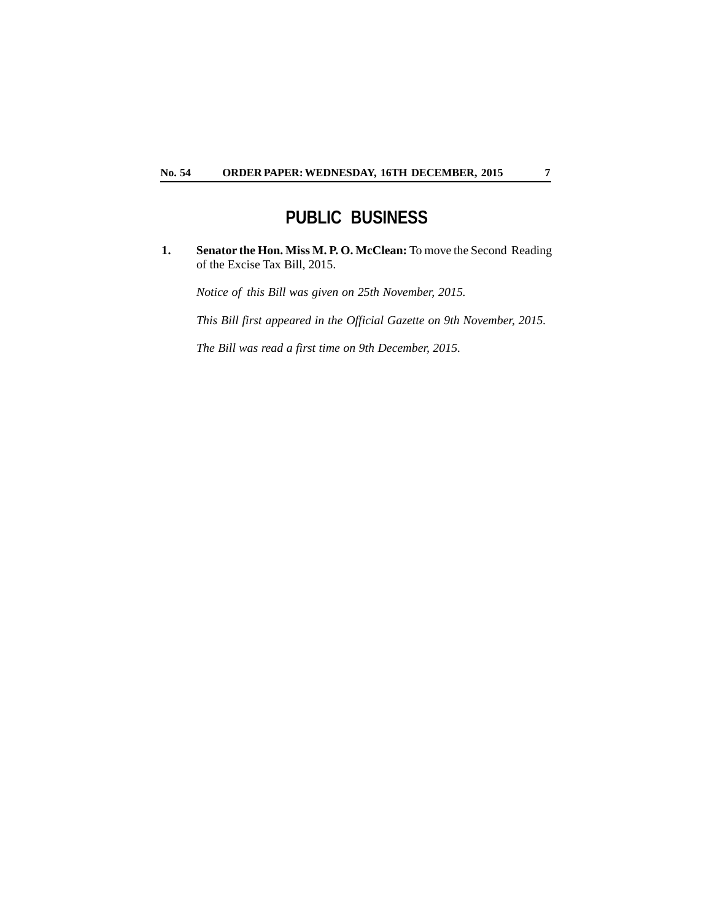# PUBLIC BUSINESS

1. **Senator the Hon. Miss M. P. O. McClean:** To move the Second Reading of the Excise Tax Bill, 2015.

   *Notice of this Bill was given on 25th November, 2015.*

   *This Bill first appeared in the Official Gazette on 9th November, 2015.*

   *The Bill was read a first time on 9th December, 2015.*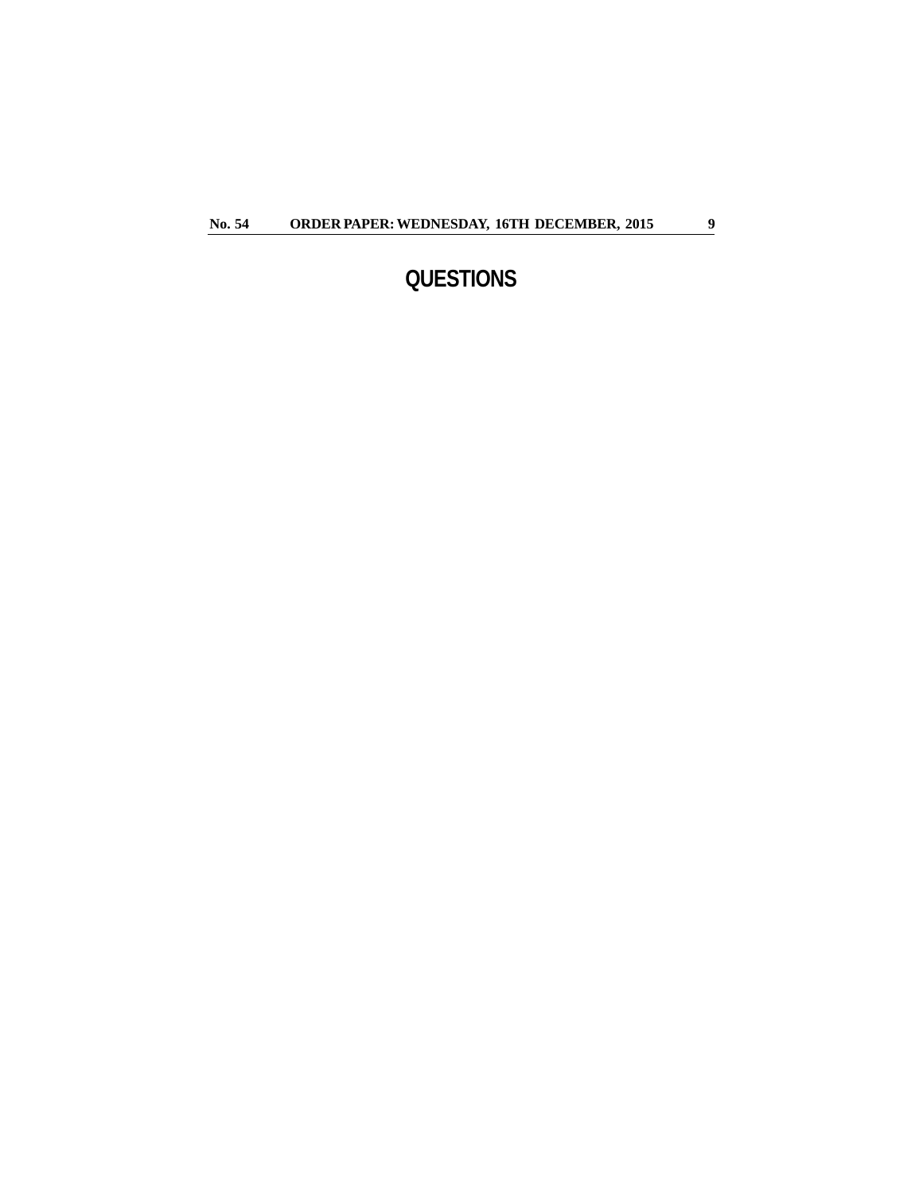# QUESTIONS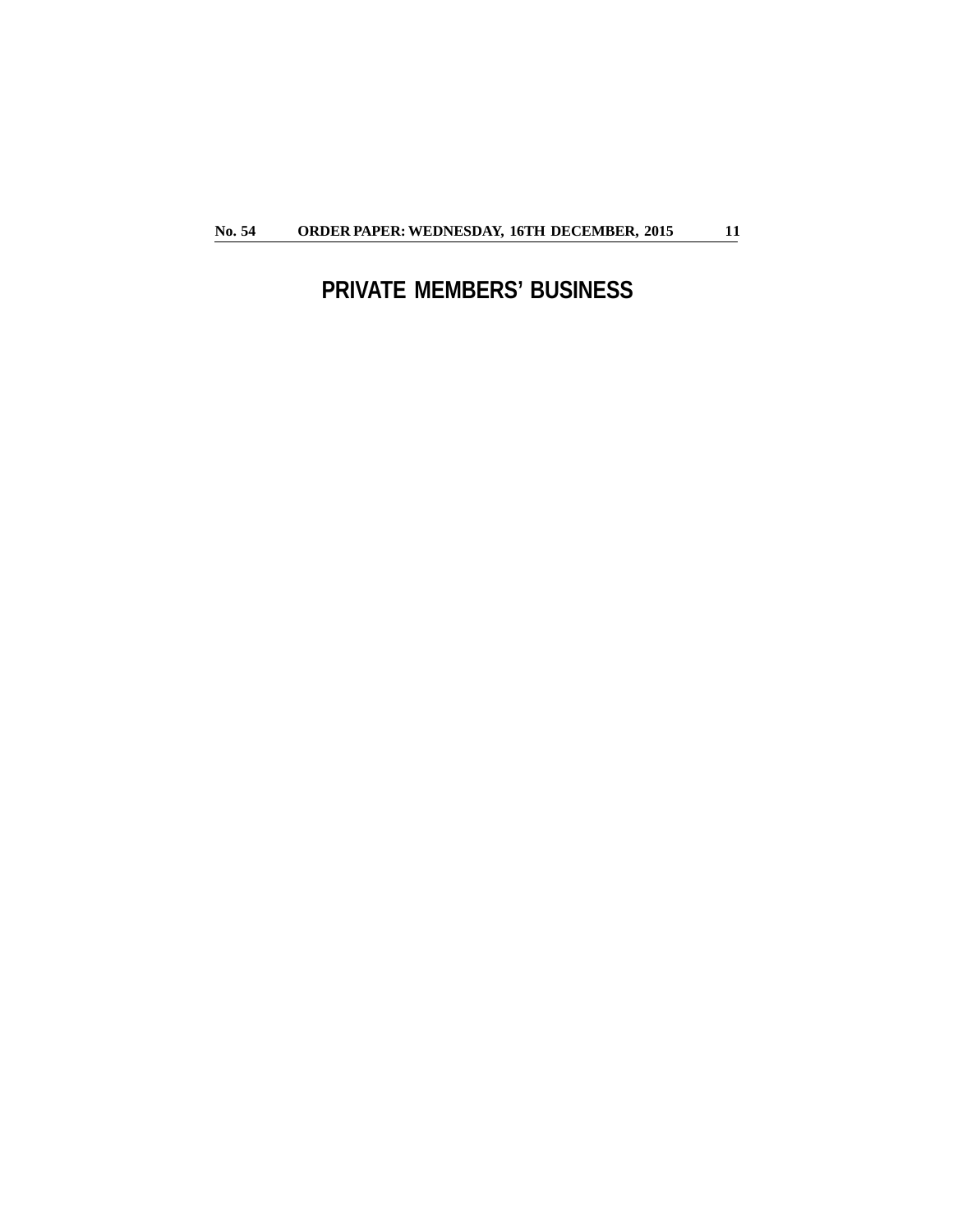# PRIVATE MEMBERS' BUSINESS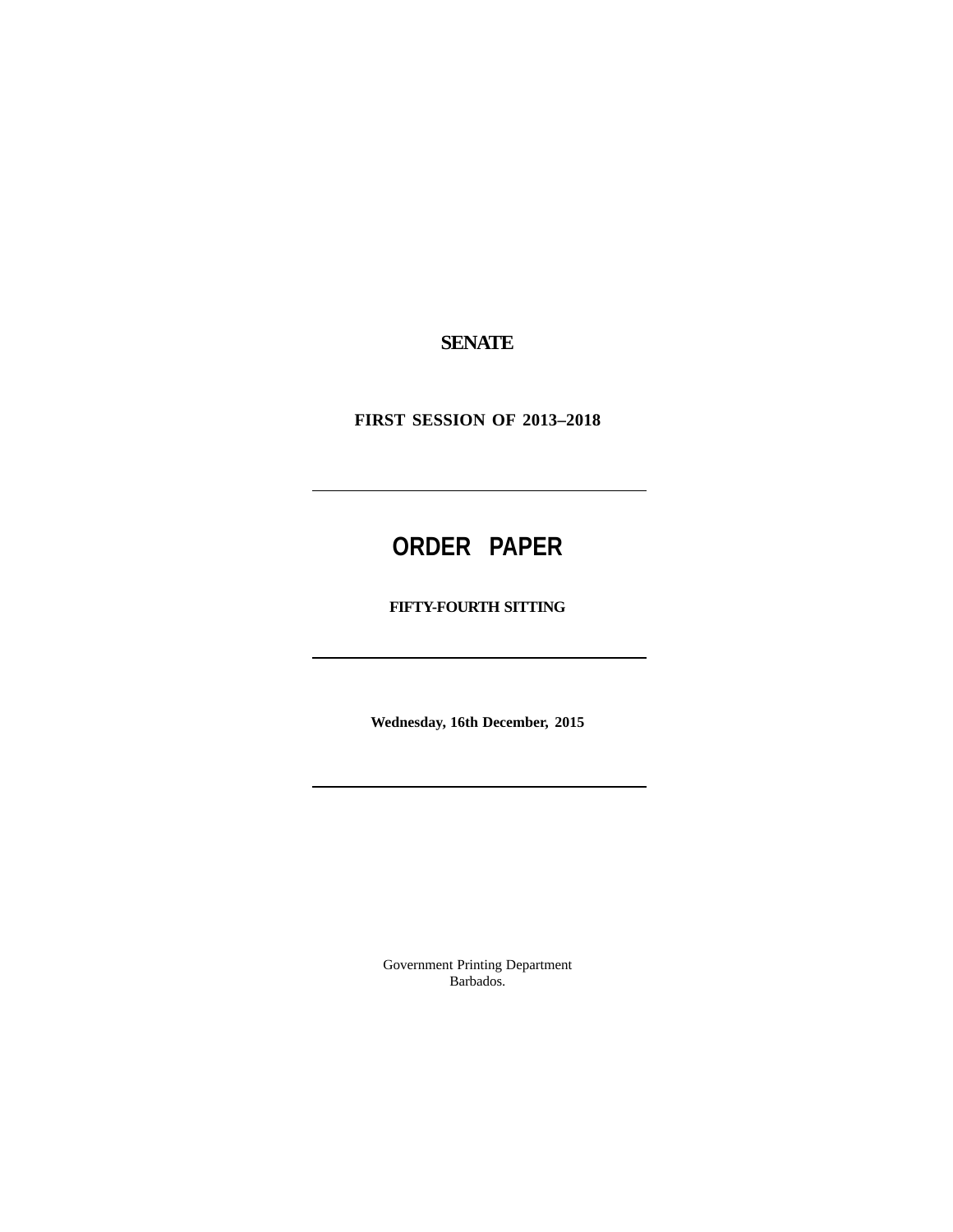# SENATE

**FIRST SESSION OF 2013–2018**

---

## ORDER PAPER

**FIFTY-FOURTH SITTING**

---

**Wednesday, 16th December, 2015**

---

Government Printing Department
Barbados.